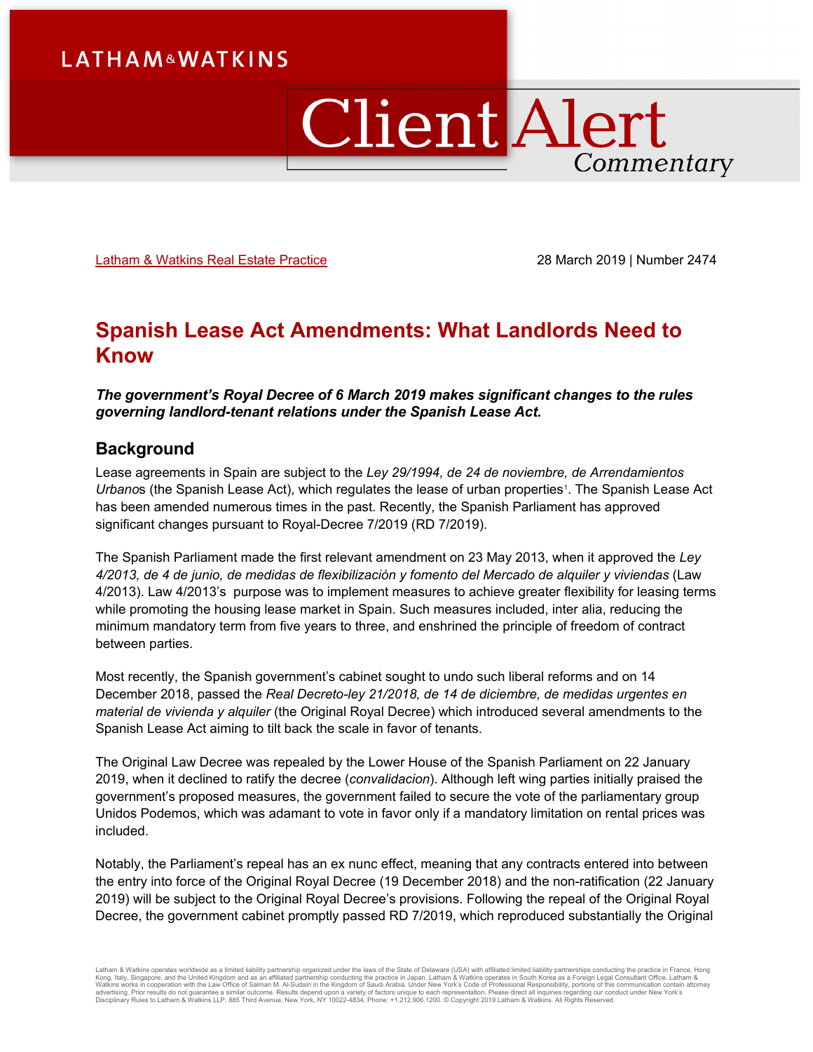LATHAM & WATKINS

# Client Alert Commentary

Latham & Watkins Real Estate Practice

28 March 2019 | Number 2474

# Spanish Lease Act Amendments: What Landlords Need to Know

***The government's Royal Decree of 6 March 2019 makes significant changes to the rules governing landlord-tenant relations under the Spanish Lease Act.***

## Background

Lease agreements in Spain are subject to the *Ley 29/1994, de 24 de noviembre, de Arrendamientos Urbano*s (the Spanish Lease Act), which regulates the lease of urban properties[1]. The Spanish Lease Act has been amended numerous times in the past. Recently, the Spanish Parliament has approved significant changes pursuant to Royal-Decree 7/2019 (RD 7/2019).

The Spanish Parliament made the first relevant amendment on 23 May 2013, when it approved the *Ley 4/2013, de 4 de junio, de medidas de flexibilización y fomento del Mercado de alquiler y viviendas* (Law 4/2013). Law 4/2013's purpose was to implement measures to achieve greater flexibility for leasing terms while promoting the housing lease market in Spain. Such measures included, inter alia, reducing the minimum mandatory term from five years to three, and enshrined the principle of freedom of contract between parties.

Most recently, the Spanish government's cabinet sought to undo such liberal reforms and on 14 December 2018, passed the *Real Decreto-ley 21/2018, de 14 de diciembre, de medidas urgentes en material de vivienda y alquiler* (the Original Royal Decree) which introduced several amendments to the Spanish Lease Act aiming to tilt back the scale in favor of tenants.

The Original Law Decree was repealed by the Lower House of the Spanish Parliament on 22 January 2019, when it declined to ratify the decree (*convalidacion*). Although left wing parties initially praised the government's proposed measures, the government failed to secure the vote of the parliamentary group Unidos Podemos, which was adamant to vote in favor only if a mandatory limitation on rental prices was included.

Notably, the Parliament's repeal has an ex nunc effect, meaning that any contracts entered into between the entry into force of the Original Royal Decree (19 December 2018) and the non-ratification (22 January 2019) will be subject to the Original Royal Decree's provisions. Following the repeal of the Original Royal Decree, the government cabinet promptly passed RD 7/2019, which reproduced substantially the Original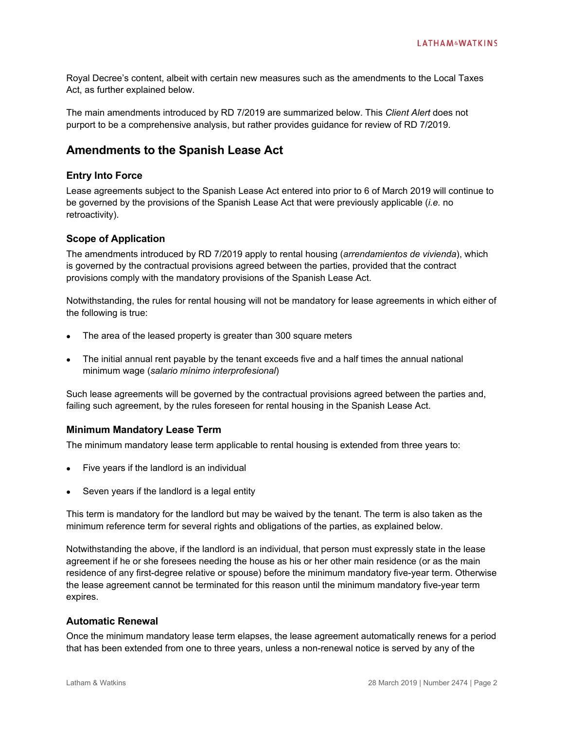Royal Decree's content, albeit with certain new measures such as the amendments to the Local Taxes Act, as further explained below.

The main amendments introduced by RD 7/2019 are summarized below. This *Client Alert* does not purport to be a comprehensive analysis, but rather provides guidance for review of RD 7/2019.

## Amendments to the Spanish Lease Act

### Entry Into Force

Lease agreements subject to the Spanish Lease Act entered into prior to 6 of March 2019 will continue to be governed by the provisions of the Spanish Lease Act that were previously applicable (*i.e.* no retroactivity).

### Scope of Application

The amendments introduced by RD 7/2019 apply to rental housing (*arrendamientos de vivienda*), which is governed by the contractual provisions agreed between the parties, provided that the contract provisions comply with the mandatory provisions of the Spanish Lease Act.

Notwithstanding, the rules for rental housing will not be mandatory for lease agreements in which either of the following is true:

- The area of the leased property is greater than 300 square meters
- The initial annual rent payable by the tenant exceeds five and a half times the annual national minimum wage (*salario mínimo interprofesional*)

Such lease agreements will be governed by the contractual provisions agreed between the parties and, failing such agreement, by the rules foreseen for rental housing in the Spanish Lease Act.

### Minimum Mandatory Lease Term

The minimum mandatory lease term applicable to rental housing is extended from three years to:

- Five years if the landlord is an individual
- Seven years if the landlord is a legal entity

This term is mandatory for the landlord but may be waived by the tenant. The term is also taken as the minimum reference term for several rights and obligations of the parties, as explained below.

Notwithstanding the above, if the landlord is an individual, that person must expressly state in the lease agreement if he or she foresees needing the house as his or her other main residence (or as the main residence of any first-degree relative or spouse) before the minimum mandatory five-year term. Otherwise the lease agreement cannot be terminated for this reason until the minimum mandatory five-year term expires.

### Automatic Renewal

Once the minimum mandatory lease term elapses, the lease agreement automatically renews for a period that has been extended from one to three years, unless a non-renewal notice is served by any of the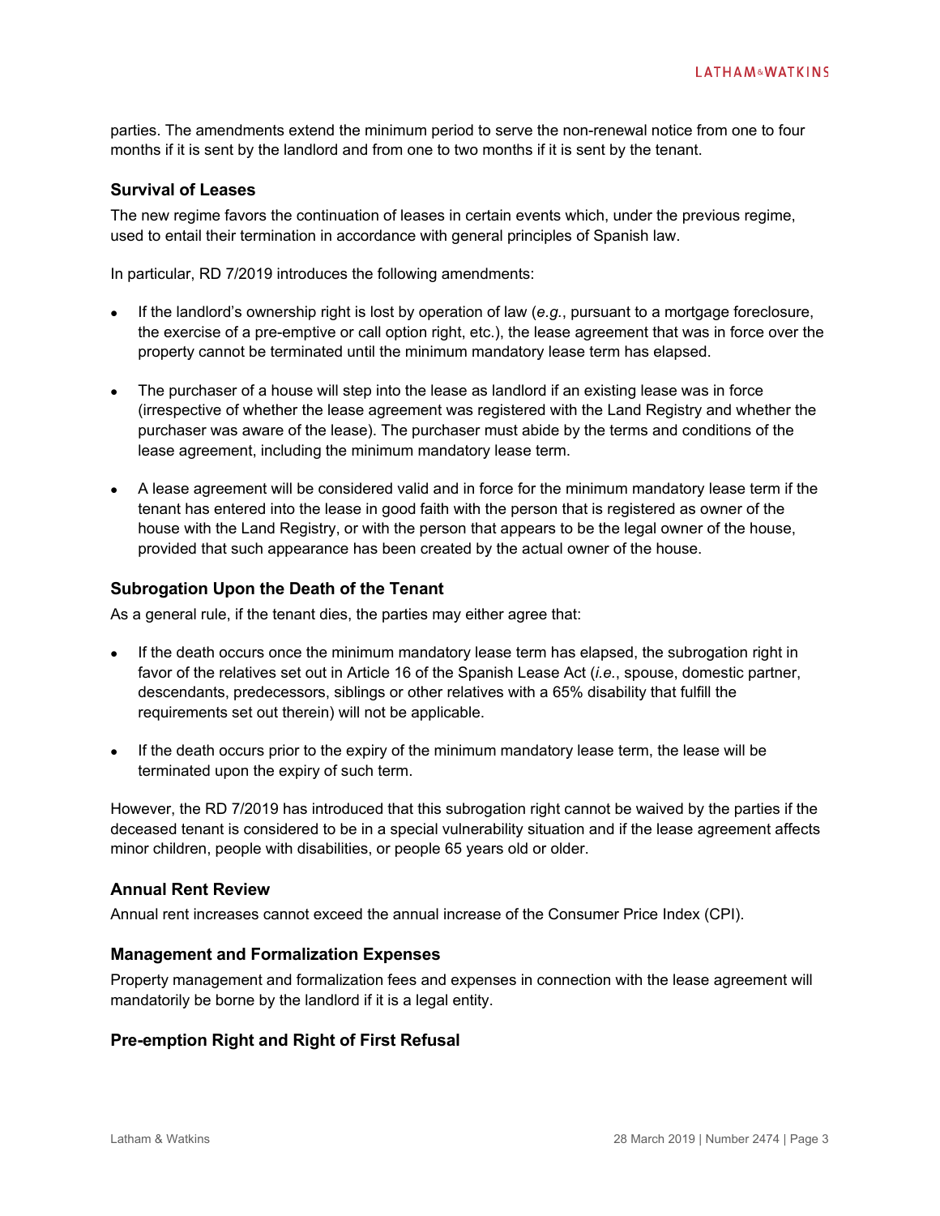parties. The amendments extend the minimum period to serve the non-renewal notice from one to four months if it is sent by the landlord and from one to two months if it is sent by the tenant.

### Survival of Leases

The new regime favors the continuation of leases in certain events which, under the previous regime, used to entail their termination in accordance with general principles of Spanish law.

In particular, RD 7/2019 introduces the following amendments:

- If the landlord's ownership right is lost by operation of law (*e.g.*, pursuant to a mortgage foreclosure, the exercise of a pre-emptive or call option right, etc.), the lease agreement that was in force over the property cannot be terminated until the minimum mandatory lease term has elapsed.
- The purchaser of a house will step into the lease as landlord if an existing lease was in force (irrespective of whether the lease agreement was registered with the Land Registry and whether the purchaser was aware of the lease). The purchaser must abide by the terms and conditions of the lease agreement, including the minimum mandatory lease term.
- A lease agreement will be considered valid and in force for the minimum mandatory lease term if the tenant has entered into the lease in good faith with the person that is registered as owner of the house with the Land Registry, or with the person that appears to be the legal owner of the house, provided that such appearance has been created by the actual owner of the house.

### Subrogation Upon the Death of the Tenant

As a general rule, if the tenant dies, the parties may either agree that:

- If the death occurs once the minimum mandatory lease term has elapsed, the subrogation right in favor of the relatives set out in Article 16 of the Spanish Lease Act (*i.e.*, spouse, domestic partner, descendants, predecessors, siblings or other relatives with a 65% disability that fulfill the requirements set out therein) will not be applicable.
- If the death occurs prior to the expiry of the minimum mandatory lease term, the lease will be terminated upon the expiry of such term.

However, the RD 7/2019 has introduced that this subrogation right cannot be waived by the parties if the deceased tenant is considered to be in a special vulnerability situation and if the lease agreement affects minor children, people with disabilities, or people 65 years old or older.

### Annual Rent Review

Annual rent increases cannot exceed the annual increase of the Consumer Price Index (CPI).

### Management and Formalization Expenses

Property management and formalization fees and expenses in connection with the lease agreement will mandatorily be borne by the landlord if it is a legal entity.

### Pre-emption Right and Right of First Refusal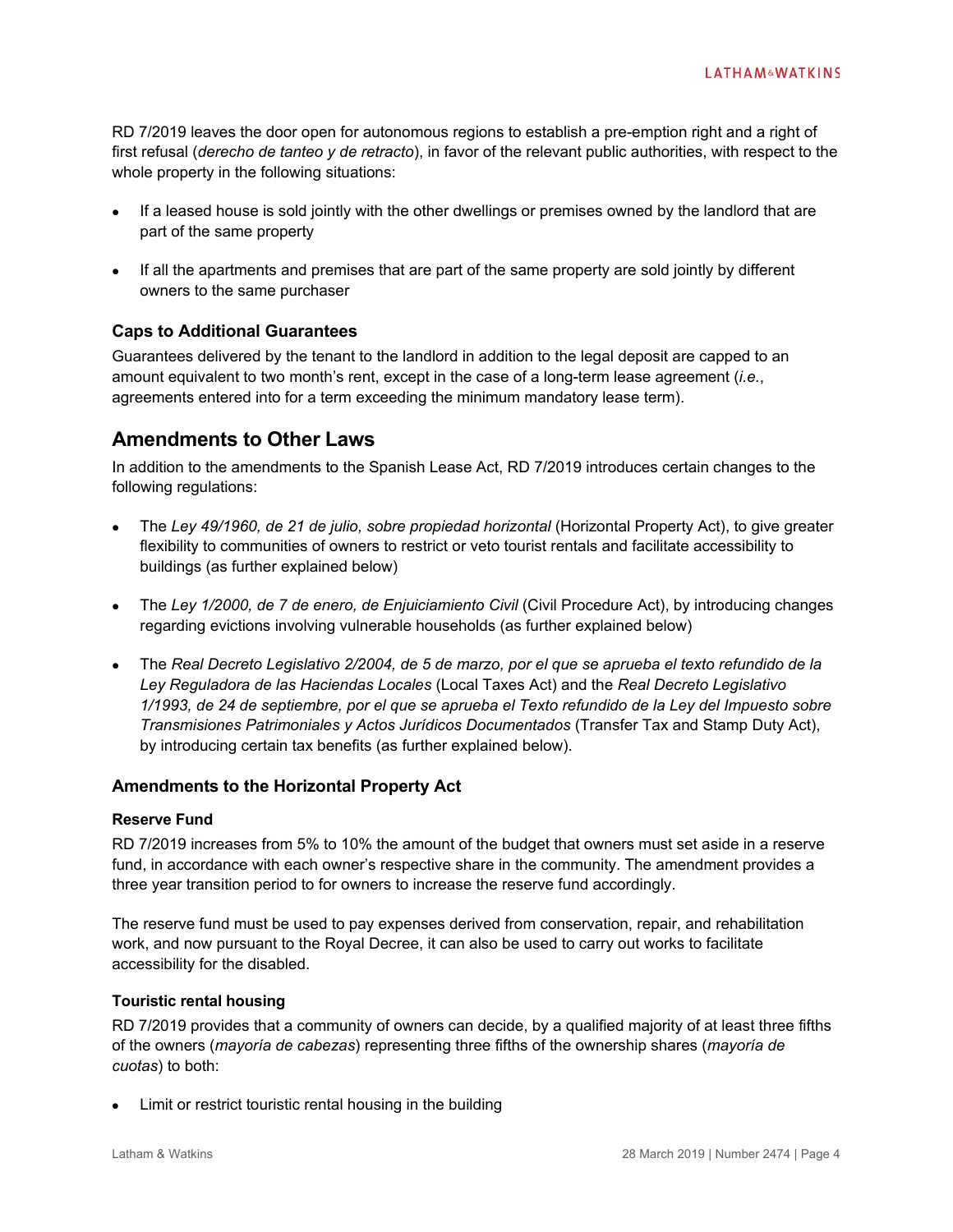RD 7/2019 leaves the door open for autonomous regions to establish a pre-emption right and a right of first refusal (*derecho de tanteo y de retracto*), in favor of the relevant public authorities, with respect to the whole property in the following situations:

- If a leased house is sold jointly with the other dwellings or premises owned by the landlord that are part of the same property
- If all the apartments and premises that are part of the same property are sold jointly by different owners to the same purchaser

### Caps to Additional Guarantees

Guarantees delivered by the tenant to the landlord in addition to the legal deposit are capped to an amount equivalent to two month's rent, except in the case of a long-term lease agreement (*i.e.*, agreements entered into for a term exceeding the minimum mandatory lease term).

## Amendments to Other Laws

In addition to the amendments to the Spanish Lease Act, RD 7/2019 introduces certain changes to the following regulations:

- The *Ley 49/1960, de 21 de julio, sobre propiedad horizontal* (Horizontal Property Act), to give greater flexibility to communities of owners to restrict or veto tourist rentals and facilitate accessibility to buildings (as further explained below)
- The *Ley 1/2000, de 7 de enero, de Enjuiciamiento Civil* (Civil Procedure Act), by introducing changes regarding evictions involving vulnerable households (as further explained below)
- The *Real Decreto Legislativo 2/2004, de 5 de marzo, por el que se aprueba el texto refundido de la Ley Reguladora de las Haciendas Locales* (Local Taxes Act) and the *Real Decreto Legislativo 1/1993, de 24 de septiembre, por el que se aprueba el Texto refundido de la Ley del Impuesto sobre Transmisiones Patrimoniales y Actos Jurídicos Documentados* (Transfer Tax and Stamp Duty Act), by introducing certain tax benefits (as further explained below).

### Amendments to the Horizontal Property Act

#### Reserve Fund

RD 7/2019 increases from 5% to 10% the amount of the budget that owners must set aside in a reserve fund, in accordance with each owner's respective share in the community. The amendment provides a three year transition period to for owners to increase the reserve fund accordingly.

The reserve fund must be used to pay expenses derived from conservation, repair, and rehabilitation work, and now pursuant to the Royal Decree, it can also be used to carry out works to facilitate accessibility for the disabled.

#### Touristic rental housing

RD 7/2019 provides that a community of owners can decide, by a qualified majority of at least three fifths of the owners (*mayoría de cabezas*) representing three fifths of the ownership shares (*mayoría de cuotas*) to both:

- Limit or restrict touristic rental housing in the building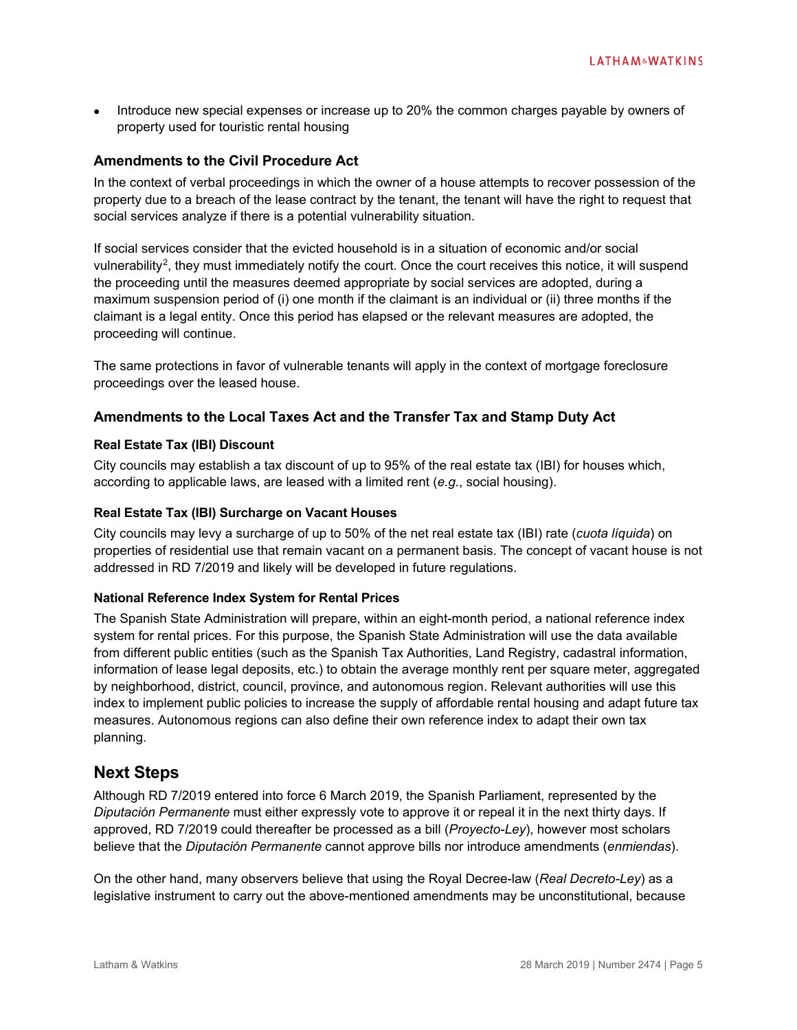- Introduce new special expenses or increase up to 20% the common charges payable by owners of property used for touristic rental housing

### Amendments to the Civil Procedure Act

In the context of verbal proceedings in which the owner of a house attempts to recover possession of the property due to a breach of the lease contract by the tenant, the tenant will have the right to request that social services analyze if there is a potential vulnerability situation.

If social services consider that the evicted household is in a situation of economic and/or social vulnerability[2], they must immediately notify the court. Once the court receives this notice, it will suspend the proceeding until the measures deemed appropriate by social services are adopted, during a maximum suspension period of (i) one month if the claimant is an individual or (ii) three months if the claimant is a legal entity. Once this period has elapsed or the relevant measures are adopted, the proceeding will continue.

The same protections in favor of vulnerable tenants will apply in the context of mortgage foreclosure proceedings over the leased house.

### Amendments to the Local Taxes Act and the Transfer Tax and Stamp Duty Act

#### Real Estate Tax (IBI) Discount

City councils may establish a tax discount of up to 95% of the real estate tax (IBI) for houses which, according to applicable laws, are leased with a limited rent (*e.g.*, social housing).

#### Real Estate Tax (IBI) Surcharge on Vacant Houses

City councils may levy a surcharge of up to 50% of the net real estate tax (IBI) rate (*cuota líquida*) on properties of residential use that remain vacant on a permanent basis. The concept of vacant house is not addressed in RD 7/2019 and likely will be developed in future regulations.

#### National Reference Index System for Rental Prices

The Spanish State Administration will prepare, within an eight-month period, a national reference index system for rental prices. For this purpose, the Spanish State Administration will use the data available from different public entities (such as the Spanish Tax Authorities, Land Registry, cadastral information, information of lease legal deposits, etc.) to obtain the average monthly rent per square meter, aggregated by neighborhood, district, council, province, and autonomous region. Relevant authorities will use this index to implement public policies to increase the supply of affordable rental housing and adapt future tax measures. Autonomous regions can also define their own reference index to adapt their own tax planning.

## Next Steps

Although RD 7/2019 entered into force 6 March 2019, the Spanish Parliament, represented by the *Diputación Permanente* must either expressly vote to approve it or repeal it in the next thirty days. If approved, RD 7/2019 could thereafter be processed as a bill (*Proyecto-Ley*), however most scholars believe that the *Diputación Permanente* cannot approve bills nor introduce amendments (*enmiendas*).

On the other hand, many observers believe that using the Royal Decree-law (*Real Decreto-Ley*) as a legislative instrument to carry out the above-mentioned amendments may be unconstitutional, because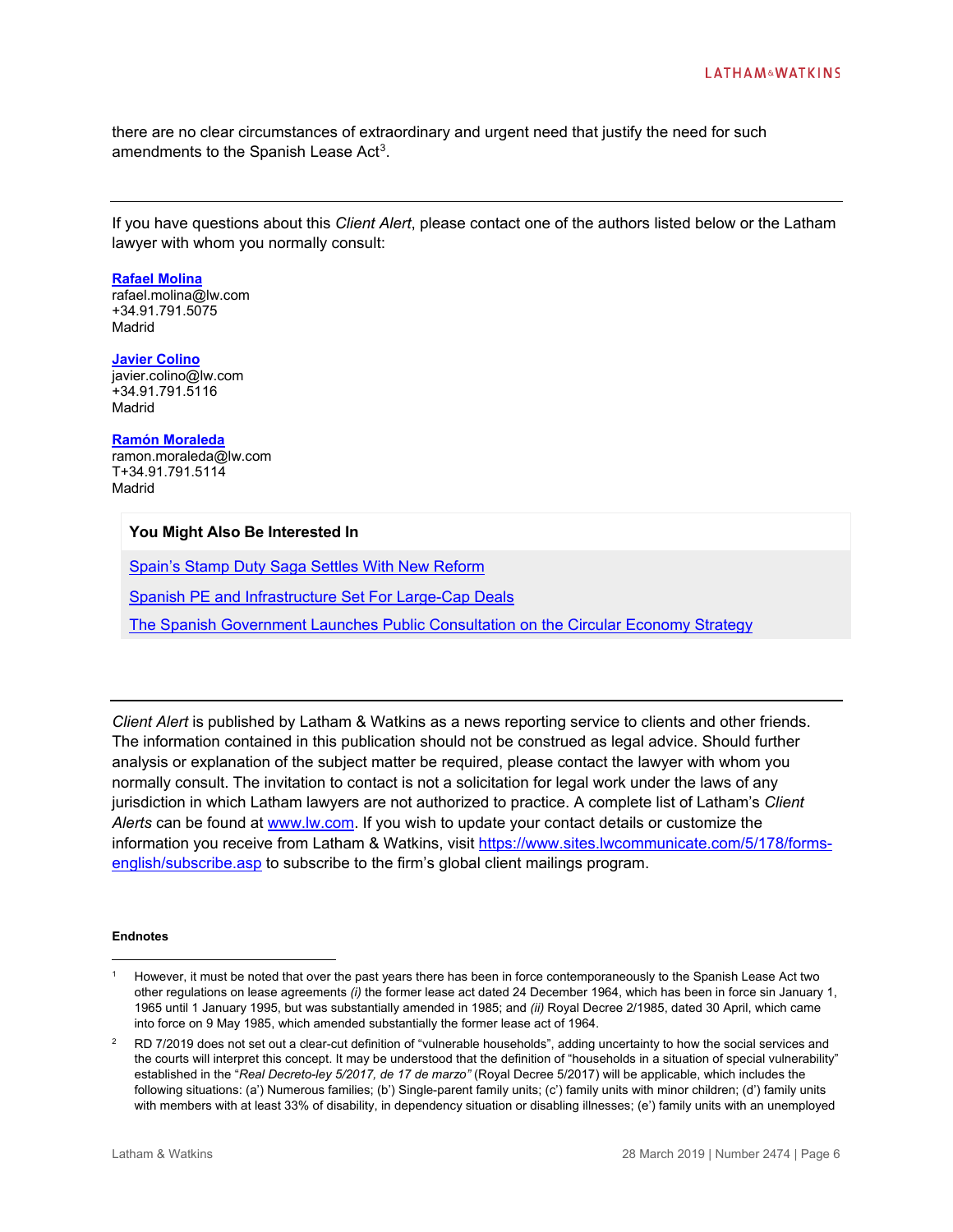there are no clear circumstances of extraordinary and urgent need that justify the need for such amendments to the Spanish Lease Act[3].

---

If you have questions about this *Client Alert*, please contact one of the authors listed below or the Latham lawyer with whom you normally consult:

**Rafael Molina**
rafael.molina@lw.com
+34.91.791.5075
Madrid

**Javier Colino**
javier.colino@lw.com
+34.91.791.5116
Madrid

**Ramón Moraleda**
ramon.moraleda@lw.com
T+34.91.791.5114
Madrid

**You Might Also Be Interested In**

Spain's Stamp Duty Saga Settles With New Reform

Spanish PE and Infrastructure Set For Large-Cap Deals

The Spanish Government Launches Public Consultation on the Circular Economy Strategy

---

*Client Alert* is published by Latham & Watkins as a news reporting service to clients and other friends. The information contained in this publication should not be construed as legal advice. Should further analysis or explanation of the subject matter be required, please contact the lawyer with whom you normally consult. The invitation to contact is not a solicitation for legal work under the laws of any jurisdiction in which Latham lawyers are not authorized to practice. A complete list of Latham's *Client Alerts* can be found at www.lw.com. If you wish to update your contact details or customize the information you receive from Latham & Watkins, visit https://www.sites.lwcommunicate.com/5/178/forms-english/subscribe.asp to subscribe to the firm's global client mailings program.

**Endnotes**

1 However, it must be noted that over the past years there has been in force contemporaneously to the Spanish Lease Act two other regulations on lease agreements *(i)* the former lease act dated 24 December 1964, which has been in force sin January 1, 1965 until 1 January 1995, but was substantially amended in 1985; and *(ii)* Royal Decree 2/1985, dated 30 April, which came into force on 9 May 1985, which amended substantially the former lease act of 1964.

2 RD 7/2019 does not set out a clear-cut definition of "vulnerable households", adding uncertainty to how the social services and the courts will interpret this concept. It may be understood that the definition of "households in a situation of special vulnerability" established in the "*Real Decreto-ley 5/2017, de 17 de marzo"* (Royal Decree 5/2017) will be applicable, which includes the following situations: (a') Numerous families; (b') Single-parent family units; (c') family units with minor children; (d') family units with members with at least 33% of disability, in dependency situation or disabling illnesses; (e') family units with an unemployed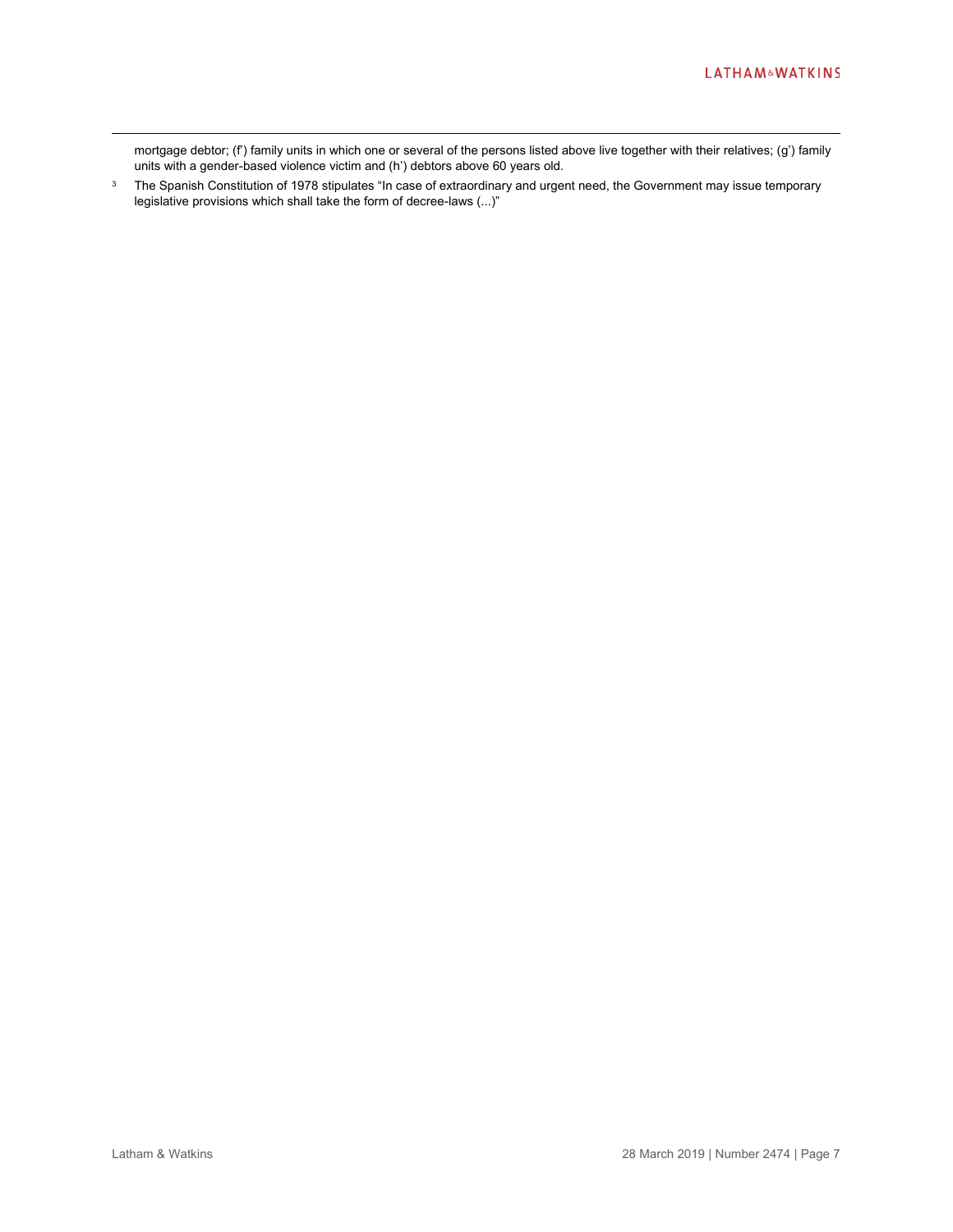mortgage debtor; (f') family units in which one or several of the persons listed above live together with their relatives; (g') family units with a gender-based violence victim and (h') debtors above 60 years old.

[3] The Spanish Constitution of 1978 stipulates "In case of extraordinary and urgent need, the Government may issue temporary legislative provisions which shall take the form of decree-laws (...)"